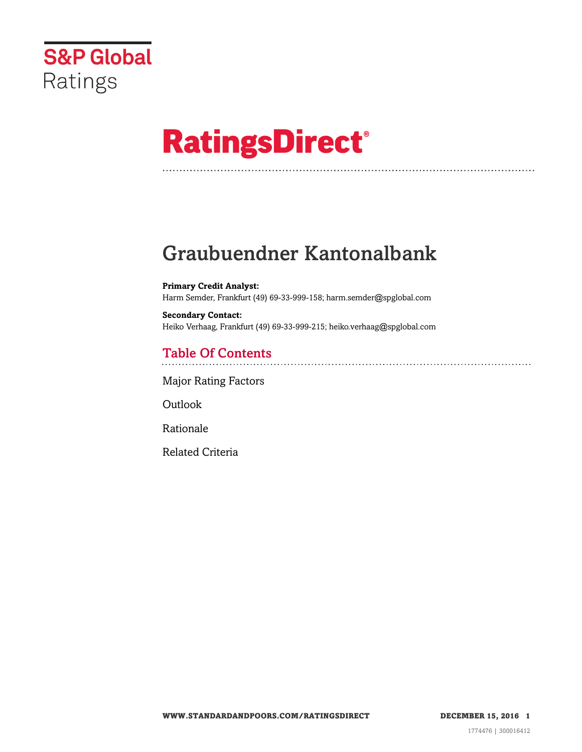S&P Global Ratings

# RatingsDirect®

# Graubuendner Kantonalbank

**Primary Credit Analyst:**
Harm Semder, Frankfurt (49) 69-33-999-158; harm.semder@spglobal.com

**Secondary Contact:**
Heiko Verhaag, Frankfurt (49) 69-33-999-215; heiko.verhaag@spglobal.com

## Table Of Contents

Major Rating Factors

Outlook

Rationale

Related Criteria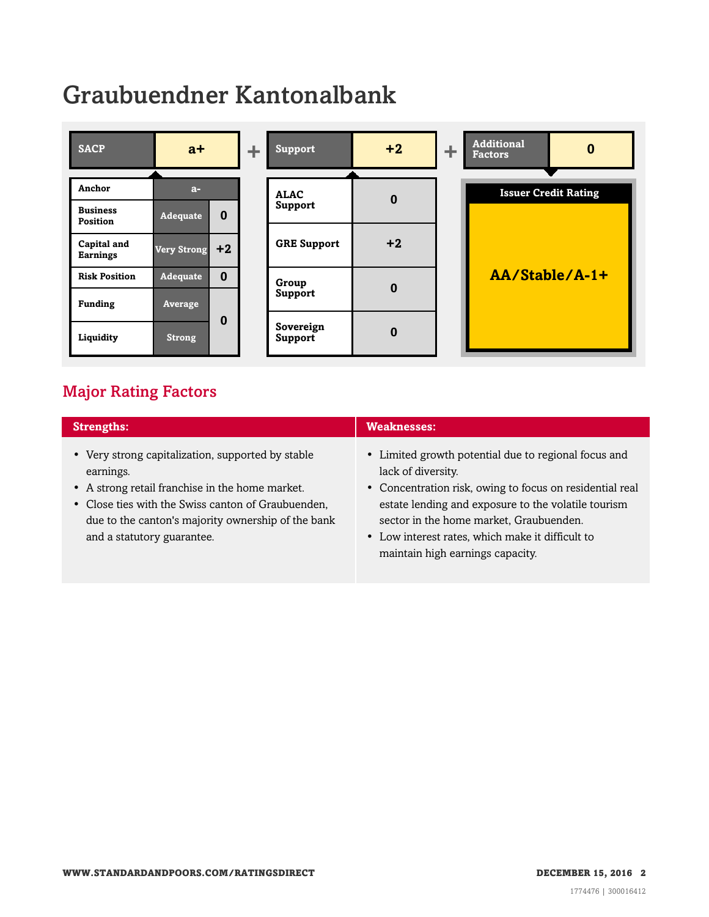# Graubuendner Kantonalbank

| SACP | a+ | + | Support | +2 | + | Additional Factors | 0 |
|---|---|---|---|---|---|---|---|

| Anchor | a- | |
|---|---|---|
| Business Position | Adequate | 0 |
| Capital and Earnings | Very Strong | +2 |
| Risk Position | Adequate | 0 |
| Funding | Average | 0 |
| Liquidity | Strong | |

| Support | |
|---|---|
| ALAC Support | 0 |
| GRE Support | +2 |
| Group Support | 0 |
| Sovereign Support | 0 |

| Issuer Credit Rating |
|---|
| AA/Stable/A-1+ |

## Major Rating Factors

| Strengths: | Weaknesses: |
|---|---|
| • Very strong capitalization, supported by stable earnings.<br>• A strong retail franchise in the home market.<br>• Close ties with the Swiss canton of Graubuenden, due to the canton's majority ownership of the bank and a statutory guarantee. | • Limited growth potential due to regional focus and lack of diversity.<br>• Concentration risk, owing to focus on residential real estate lending and exposure to the volatile tourism sector in the home market, Graubuenden.<br>• Low interest rates, which make it difficult to maintain high earnings capacity. |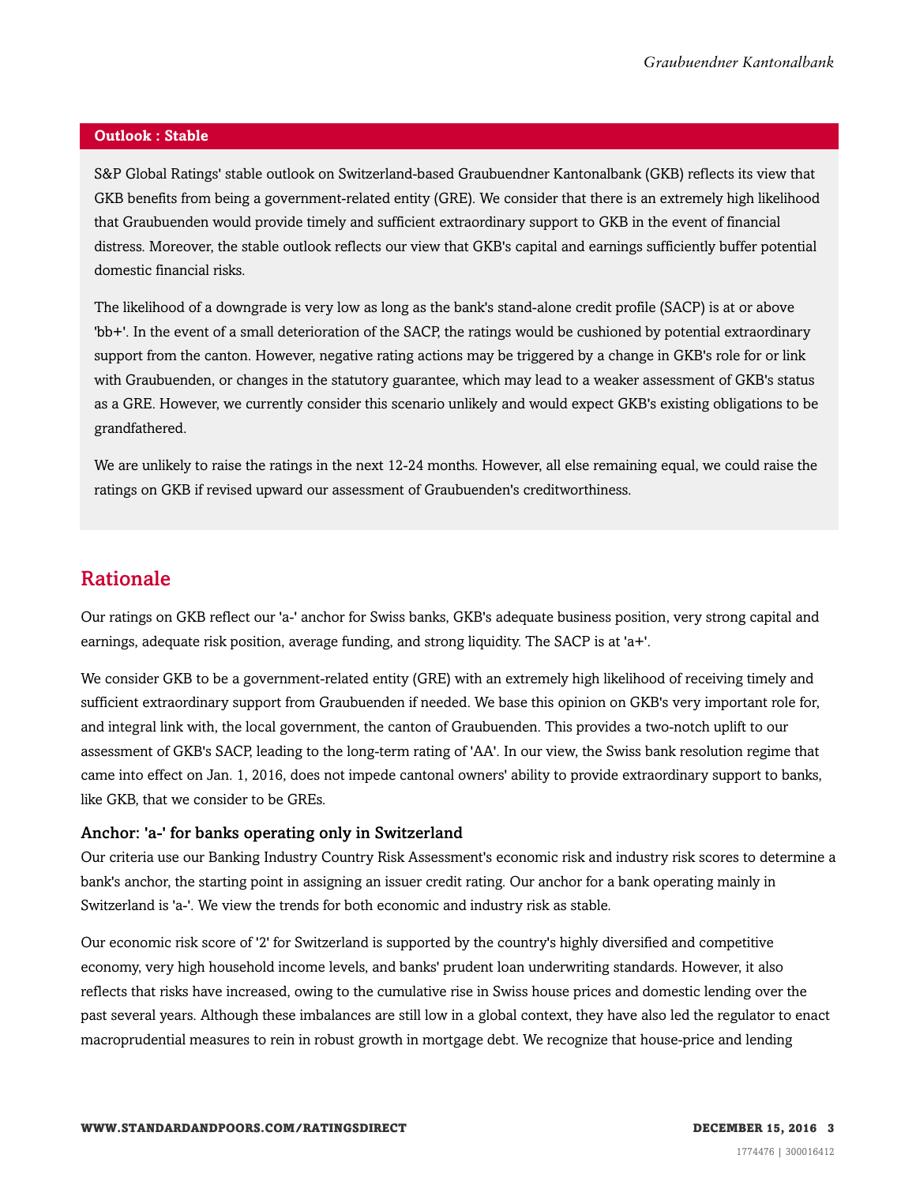## Outlook : Stable

S&P Global Ratings' stable outlook on Switzerland-based Graubuendner Kantonalbank (GKB) reflects its view that GKB benefits from being a government-related entity (GRE). We consider that there is an extremely high likelihood that Graubuenden would provide timely and sufficient extraordinary support to GKB in the event of financial distress. Moreover, the stable outlook reflects our view that GKB's capital and earnings sufficiently buffer potential domestic financial risks.

The likelihood of a downgrade is very low as long as the bank's stand-alone credit profile (SACP) is at or above 'bb+'. In the event of a small deterioration of the SACP, the ratings would be cushioned by potential extraordinary support from the canton. However, negative rating actions may be triggered by a change in GKB's role for or link with Graubuenden, or changes in the statutory guarantee, which may lead to a weaker assessment of GKB's status as a GRE. However, we currently consider this scenario unlikely and would expect GKB's existing obligations to be grandfathered.

We are unlikely to raise the ratings in the next 12-24 months. However, all else remaining equal, we could raise the ratings on GKB if revised upward our assessment of Graubuenden's creditworthiness.

# Rationale

Our ratings on GKB reflect our 'a-' anchor for Swiss banks, GKB's adequate business position, very strong capital and earnings, adequate risk position, average funding, and strong liquidity. The SACP is at 'a+'.

We consider GKB to be a government-related entity (GRE) with an extremely high likelihood of receiving timely and sufficient extraordinary support from Graubuenden if needed. We base this opinion on GKB's very important role for, and integral link with, the local government, the canton of Graubuenden. This provides a two-notch uplift to our assessment of GKB's SACP, leading to the long-term rating of 'AA'. In our view, the Swiss bank resolution regime that came into effect on Jan. 1, 2016, does not impede cantonal owners' ability to provide extraordinary support to banks, like GKB, that we consider to be GREs.

### Anchor: 'a-' for banks operating only in Switzerland

Our criteria use our Banking Industry Country Risk Assessment's economic risk and industry risk scores to determine a bank's anchor, the starting point in assigning an issuer credit rating. Our anchor for a bank operating mainly in Switzerland is 'a-'. We view the trends for both economic and industry risk as stable.

Our economic risk score of '2' for Switzerland is supported by the country's highly diversified and competitive economy, very high household income levels, and banks' prudent loan underwriting standards. However, it also reflects that risks have increased, owing to the cumulative rise in Swiss house prices and domestic lending over the past several years. Although these imbalances are still low in a global context, they have also led the regulator to enact macroprudential measures to rein in robust growth in mortgage debt. We recognize that house-price and lending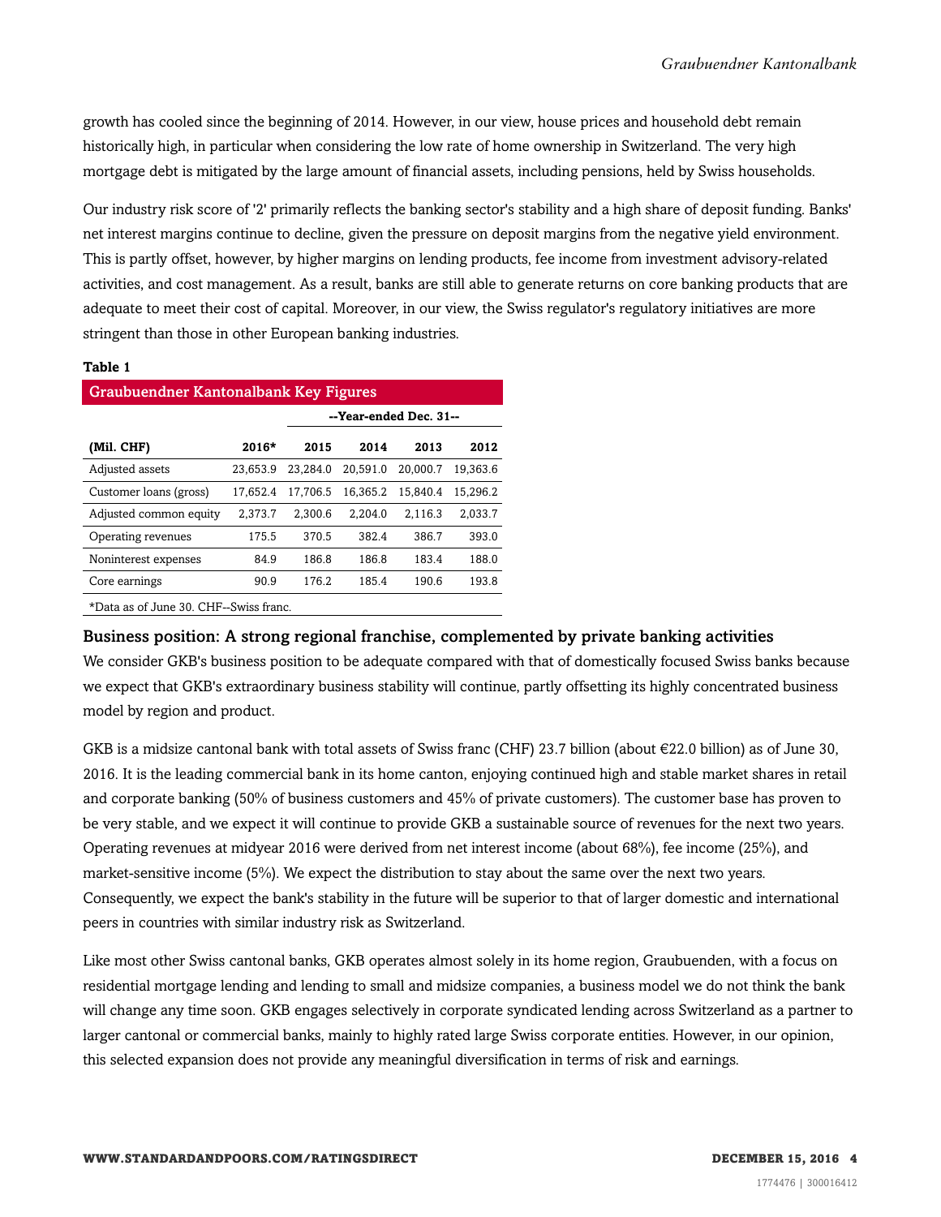growth has cooled since the beginning of 2014. However, in our view, house prices and household debt remain historically high, in particular when considering the low rate of home ownership in Switzerland. The very high mortgage debt is mitigated by the large amount of financial assets, including pensions, held by Swiss households.

Our industry risk score of '2' primarily reflects the banking sector's stability and a high share of deposit funding. Banks' net interest margins continue to decline, given the pressure on deposit margins from the negative yield environment. This is partly offset, however, by higher margins on lending products, fee income from investment advisory-related activities, and cost management. As a result, banks are still able to generate returns on core banking products that are adequate to meet their cost of capital. Moreover, in our view, the Swiss regulator's regulatory initiatives are more stringent than those in other European banking industries.

**Table 1**

| Graubuendner Kantonalbank Key Figures | | | | | |
|---|---|---|---|---|---|
| | | --Year-ended Dec. 31-- | | | |
| (Mil. CHF) | 2016* | 2015 | 2014 | 2013 | 2012 |
| Adjusted assets | 23,653.9 | 23,284.0 | 20,591.0 | 20,000.7 | 19,363.6 |
| Customer loans (gross) | 17,652.4 | 17,706.5 | 16,365.2 | 15,840.4 | 15,296.2 |
| Adjusted common equity | 2,373.7 | 2,300.6 | 2,204.0 | 2,116.3 | 2,033.7 |
| Operating revenues | 175.5 | 370.5 | 382.4 | 386.7 | 393.0 |
| Noninterest expenses | 84.9 | 186.8 | 186.8 | 183.4 | 188.0 |
| Core earnings | 90.9 | 176.2 | 185.4 | 190.6 | 193.8 |

*Data as of June 30. CHF--Swiss franc.

## Business position: A strong regional franchise, complemented by private banking activities

We consider GKB's business position to be adequate compared with that of domestically focused Swiss banks because we expect that GKB's extraordinary business stability will continue, partly offsetting its highly concentrated business model by region and product.

GKB is a midsize cantonal bank with total assets of Swiss franc (CHF) 23.7 billion (about €22.0 billion) as of June 30, 2016. It is the leading commercial bank in its home canton, enjoying continued high and stable market shares in retail and corporate banking (50% of business customers and 45% of private customers). The customer base has proven to be very stable, and we expect it will continue to provide GKB a sustainable source of revenues for the next two years. Operating revenues at midyear 2016 were derived from net interest income (about 68%), fee income (25%), and market-sensitive income (5%). We expect the distribution to stay about the same over the next two years. Consequently, we expect the bank's stability in the future will be superior to that of larger domestic and international peers in countries with similar industry risk as Switzerland.

Like most other Swiss cantonal banks, GKB operates almost solely in its home region, Graubuenden, with a focus on residential mortgage lending and lending to small and midsize companies, a business model we do not think the bank will change any time soon. GKB engages selectively in corporate syndicated lending across Switzerland as a partner to larger cantonal or commercial banks, mainly to highly rated large Swiss corporate entities. However, in our opinion, this selected expansion does not provide any meaningful diversification in terms of risk and earnings.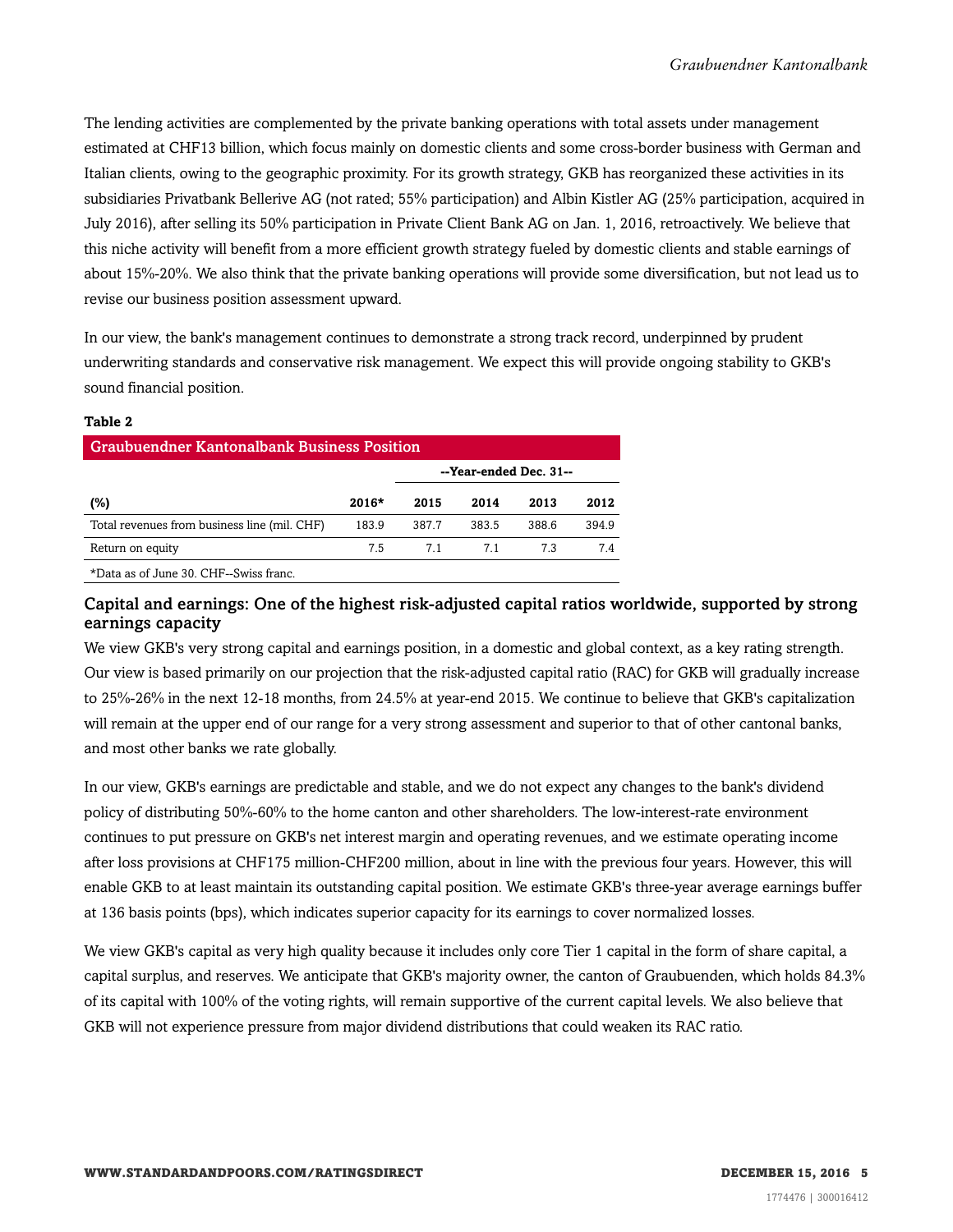The lending activities are complemented by the private banking operations with total assets under management estimated at CHF13 billion, which focus mainly on domestic clients and some cross-border business with German and Italian clients, owing to the geographic proximity. For its growth strategy, GKB has reorganized these activities in its subsidiaries Privatbank Bellerive AG (not rated; 55% participation) and Albin Kistler AG (25% participation, acquired in July 2016), after selling its 50% participation in Private Client Bank AG on Jan. 1, 2016, retroactively. We believe that this niche activity will benefit from a more efficient growth strategy fueled by domestic clients and stable earnings of about 15%-20%. We also think that the private banking operations will provide some diversification, but not lead us to revise our business position assessment upward.

In our view, the bank's management continues to demonstrate a strong track record, underpinned by prudent underwriting standards and conservative risk management. We expect this will provide ongoing stability to GKB's sound financial position.

**Table 2**

| Graubuendner Kantonalbank Business Position | | | | | |
|---|---|---|---|---|---|
| | | --Year-ended Dec. 31-- | | | |
| **(%)** | **2016*** | **2015** | **2014** | **2013** | **2012** |
| Total revenues from business line (mil. CHF) | 183.9 | 387.7 | 383.5 | 388.6 | 394.9 |
| Return on equity | 7.5 | 7.1 | 7.1 | 7.3 | 7.4 |

*Data as of June 30. CHF--Swiss franc.

## Capital and earnings: One of the highest risk-adjusted capital ratios worldwide, supported by strong earnings capacity

We view GKB's very strong capital and earnings position, in a domestic and global context, as a key rating strength. Our view is based primarily on our projection that the risk-adjusted capital ratio (RAC) for GKB will gradually increase to 25%-26% in the next 12-18 months, from 24.5% at year-end 2015. We continue to believe that GKB's capitalization will remain at the upper end of our range for a very strong assessment and superior to that of other cantonal banks, and most other banks we rate globally.

In our view, GKB's earnings are predictable and stable, and we do not expect any changes to the bank's dividend policy of distributing 50%-60% to the home canton and other shareholders. The low-interest-rate environment continues to put pressure on GKB's net interest margin and operating revenues, and we estimate operating income after loss provisions at CHF175 million-CHF200 million, about in line with the previous four years. However, this will enable GKB to at least maintain its outstanding capital position. We estimate GKB's three-year average earnings buffer at 136 basis points (bps), which indicates superior capacity for its earnings to cover normalized losses.

We view GKB's capital as very high quality because it includes only core Tier 1 capital in the form of share capital, a capital surplus, and reserves. We anticipate that GKB's majority owner, the canton of Graubuenden, which holds 84.3% of its capital with 100% of the voting rights, will remain supportive of the current capital levels. We also believe that GKB will not experience pressure from major dividend distributions that could weaken its RAC ratio.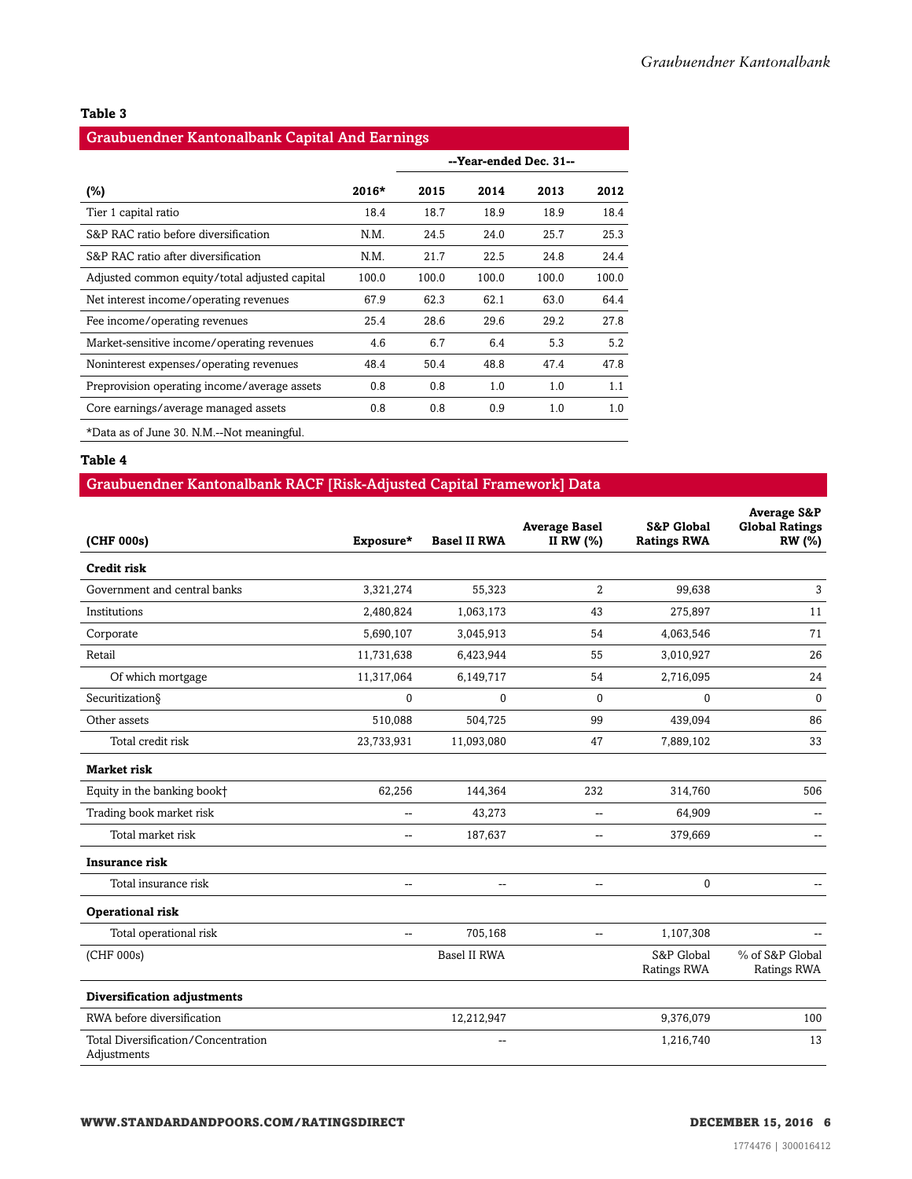**Table 3**

| Graubuendner Kantonalbank Capital And Earnings | | | | | |
|---|---|---|---|---|---|
| | | --Year-ended Dec. 31-- | | | |
| (%) | 2016* | 2015 | 2014 | 2013 | 2012 |
| Tier 1 capital ratio | 18.4 | 18.7 | 18.9 | 18.9 | 18.4 |
| S&P RAC ratio before diversification | N.M. | 24.5 | 24.0 | 25.7 | 25.3 |
| S&P RAC ratio after diversification | N.M. | 21.7 | 22.5 | 24.8 | 24.4 |
| Adjusted common equity/total adjusted capital | 100.0 | 100.0 | 100.0 | 100.0 | 100.0 |
| Net interest income/operating revenues | 67.9 | 62.3 | 62.1 | 63.0 | 64.4 |
| Fee income/operating revenues | 25.4 | 28.6 | 29.6 | 29.2 | 27.8 |
| Market-sensitive income/operating revenues | 4.6 | 6.7 | 6.4 | 5.3 | 5.2 |
| Noninterest expenses/operating revenues | 48.4 | 50.4 | 48.8 | 47.4 | 47.8 |
| Preprovision operating income/average assets | 0.8 | 0.8 | 1.0 | 1.0 | 1.1 |
| Core earnings/average managed assets | 0.8 | 0.8 | 0.9 | 1.0 | 1.0 |

*Data as of June 30. N.M.--Not meaningful.

**Table 4**

| Graubuendner Kantonalbank RACF [Risk-Adjusted Capital Framework] Data | | | | | |
|---|---|---|---|---|---|
| (CHF 000s) | Exposure* | Basel II RWA | Average Basel II RW (%) | S&P Global Ratings RWA | Average S&P Global Ratings RW (%) |
| **Credit risk** | | | | | |
| Government and central banks | 3,321,274 | 55,323 | 2 | 99,638 | 3 |
| Institutions | 2,480,824 | 1,063,173 | 43 | 275,897 | 11 |
| Corporate | 5,690,107 | 3,045,913 | 54 | 4,063,546 | 71 |
| Retail | 11,731,638 | 6,423,944 | 55 | 3,010,927 | 26 |
| Of which mortgage | 11,317,064 | 6,149,717 | 54 | 2,716,095 | 24 |
| Securitization§ | 0 | 0 | 0 | 0 | 0 |
| Other assets | 510,088 | 504,725 | 99 | 439,094 | 86 |
| Total credit risk | 23,733,931 | 11,093,080 | 47 | 7,889,102 | 33 |
| **Market risk** | | | | | |
| Equity in the banking book† | 62,256 | 144,364 | 232 | 314,760 | 506 |
| Trading book market risk | -- | 43,273 | -- | 64,909 | -- |
| Total market risk | -- | 187,637 | -- | 379,669 | -- |
| **Insurance risk** | | | | | |
| Total insurance risk | -- | -- | -- | 0 | -- |
| **Operational risk** | | | | | |
| Total operational risk | -- | 705,168 | -- | 1,107,308 | -- |
| (CHF 000s) | | Basel II RWA | | S&P Global Ratings RWA | % of S&P Global Ratings RWA |
| **Diversification adjustments** | | | | | |
| RWA before diversification | | 12,212,947 | | 9,376,079 | 100 |
| Total Diversification/Concentration Adjustments | | -- | | 1,216,740 | 13 |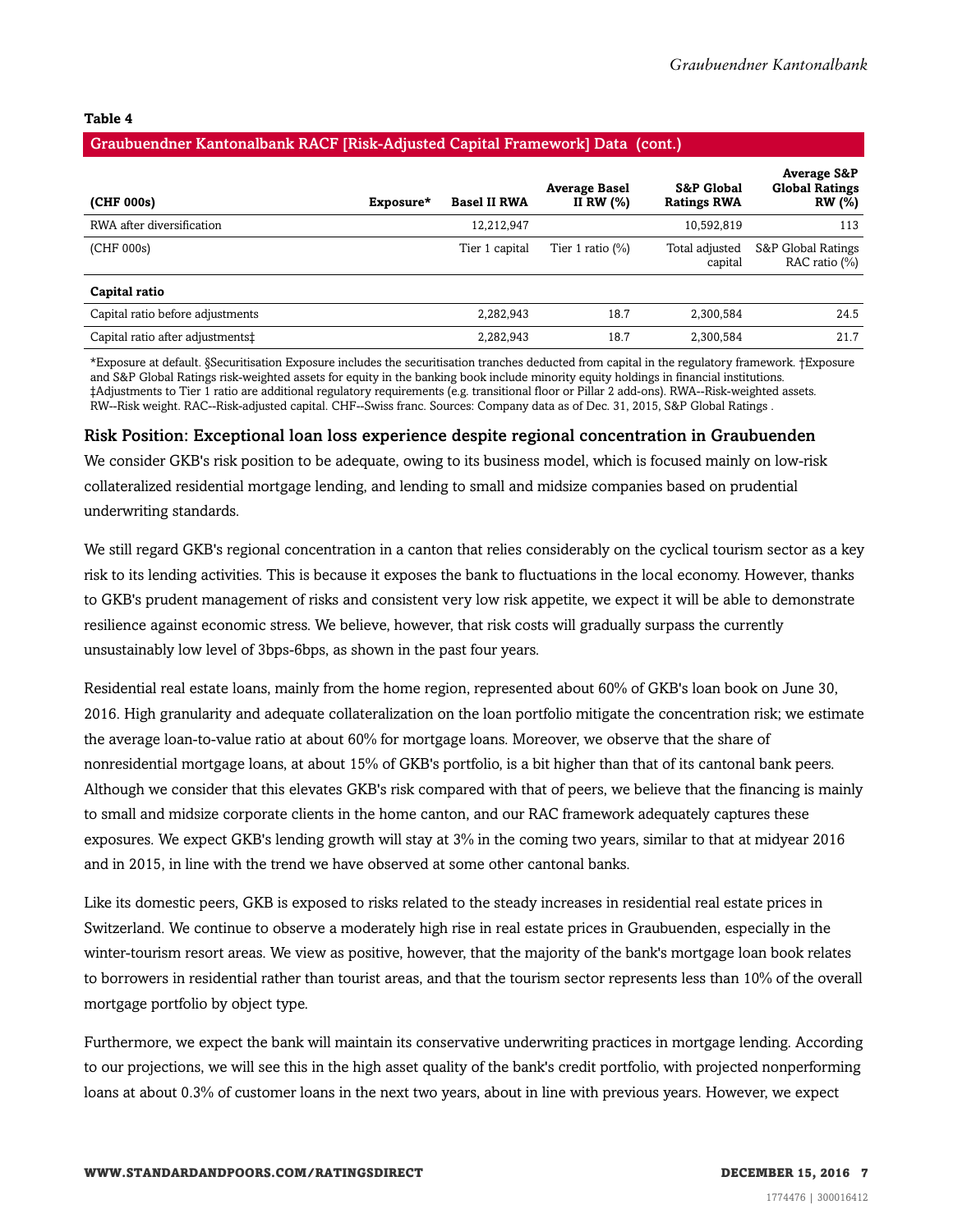**Table 4**

**Graubuendner Kantonalbank RACF [Risk-Adjusted Capital Framework] Data (cont.)**

| (CHF 000s) | Exposure* | Basel II RWA | Average Basel II RW (%) | S&P Global Ratings RWA | Average S&P Global Ratings RW (%) |
|---|---|---|---|---|---|
| RWA after diversification | | 12,212,947 | | 10,592,819 | 113 |
| (CHF 000s) | | Tier 1 capital | Tier 1 ratio (%) | Total adjusted capital | S&P Global Ratings RAC ratio (%) |
| **Capital ratio** | | | | | |
| Capital ratio before adjustments | | 2,282,943 | 18.7 | 2,300,584 | 24.5 |
| Capital ratio after adjustments‡ | | 2,282,943 | 18.7 | 2,300,584 | 21.7 |

*Exposure at default. §Securitisation Exposure includes the securitisation tranches deducted from capital in the regulatory framework. †Exposure and S&P Global Ratings risk-weighted assets for equity in the banking book include minority equity holdings in financial institutions. ‡Adjustments to Tier 1 ratio are additional regulatory requirements (e.g. transitional floor or Pillar 2 add-ons). RWA--Risk-weighted assets. RW--Risk weight. RAC--Risk-adjusted capital. CHF--Swiss franc. Sources: Company data as of Dec. 31, 2015, S&P Global Ratings .

### Risk Position: Exceptional loan loss experience despite regional concentration in Graubuenden

We consider GKB's risk position to be adequate, owing to its business model, which is focused mainly on low-risk collateralized residential mortgage lending, and lending to small and midsize companies based on prudential underwriting standards.

We still regard GKB's regional concentration in a canton that relies considerably on the cyclical tourism sector as a key risk to its lending activities. This is because it exposes the bank to fluctuations in the local economy. However, thanks to GKB's prudent management of risks and consistent very low risk appetite, we expect it will be able to demonstrate resilience against economic stress. We believe, however, that risk costs will gradually surpass the currently unsustainably low level of 3bps-6bps, as shown in the past four years.

Residential real estate loans, mainly from the home region, represented about 60% of GKB's loan book on June 30, 2016. High granularity and adequate collateralization on the loan portfolio mitigate the concentration risk; we estimate the average loan-to-value ratio at about 60% for mortgage loans. Moreover, we observe that the share of nonresidential mortgage loans, at about 15% of GKB's portfolio, is a bit higher than that of its cantonal bank peers. Although we consider that this elevates GKB's risk compared with that of peers, we believe that the financing is mainly to small and midsize corporate clients in the home canton, and our RAC framework adequately captures these exposures. We expect GKB's lending growth will stay at 3% in the coming two years, similar to that at midyear 2016 and in 2015, in line with the trend we have observed at some other cantonal banks.

Like its domestic peers, GKB is exposed to risks related to the steady increases in residential real estate prices in Switzerland. We continue to observe a moderately high rise in real estate prices in Graubuenden, especially in the winter-tourism resort areas. We view as positive, however, that the majority of the bank's mortgage loan book relates to borrowers in residential rather than tourist areas, and that the tourism sector represents less than 10% of the overall mortgage portfolio by object type.

Furthermore, we expect the bank will maintain its conservative underwriting practices in mortgage lending. According to our projections, we will see this in the high asset quality of the bank's credit portfolio, with projected nonperforming loans at about 0.3% of customer loans in the next two years, about in line with previous years. However, we expect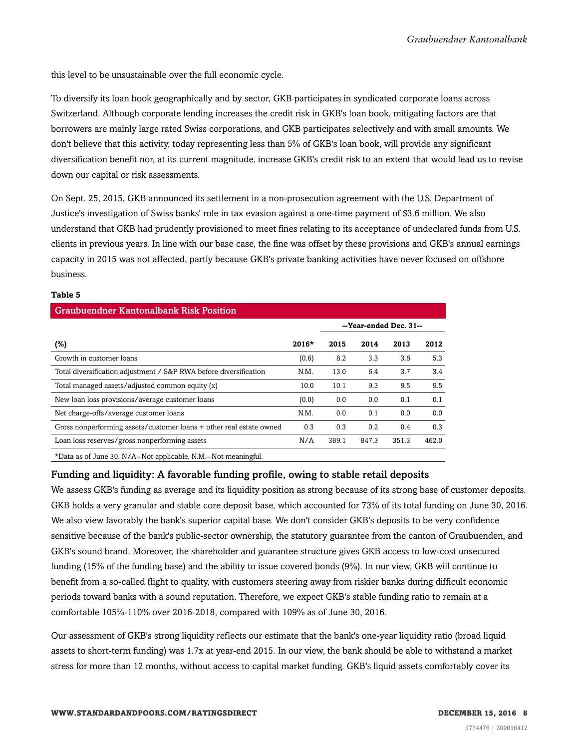this level to be unsustainable over the full economic cycle.

To diversify its loan book geographically and by sector, GKB participates in syndicated corporate loans across Switzerland. Although corporate lending increases the credit risk in GKB's loan book, mitigating factors are that borrowers are mainly large rated Swiss corporations, and GKB participates selectively and with small amounts. We don't believe that this activity, today representing less than 5% of GKB's loan book, will provide any significant diversification benefit nor, at its current magnitude, increase GKB's credit risk to an extent that would lead us to revise down our capital or risk assessments.

On Sept. 25, 2015, GKB announced its settlement in a non-prosecution agreement with the U.S. Department of Justice's investigation of Swiss banks' role in tax evasion against a one-time payment of $3.6 million. We also understand that GKB had prudently provisioned to meet fines relating to its acceptance of undeclared funds from U.S. clients in previous years. In line with our base case, the fine was offset by these provisions and GKB's annual earnings capacity in 2015 was not affected, partly because GKB's private banking activities have never focused on offshore business.

**Table 5**

**Graubuendner Kantonalbank Risk Position**

| | | --Year-ended Dec. 31-- | | | |
|---|---|---|---|---|---|
| **(%)** | **2016*** | **2015** | **2014** | **2013** | **2012** |
| Growth in customer loans | (0.6) | 8.2 | 3.3 | 3.6 | 5.3 |
| Total diversification adjustment / S&P RWA before diversification | N.M. | 13.0 | 6.4 | 3.7 | 3.4 |
| Total managed assets/adjusted common equity (x) | 10.0 | 10.1 | 9.3 | 9.5 | 9.5 |
| New loan loss provisions/average customer loans | (0.0) | 0.0 | 0.0 | 0.1 | 0.1 |
| Net charge-offs/average customer loans | N.M. | 0.0 | 0.1 | 0.0 | 0.0 |
| Gross nonperforming assets/customer loans + other real estate owned | 0.3 | 0.3 | 0.2 | 0.4 | 0.3 |
| Loan loss reserves/gross nonperforming assets | N/A | 389.1 | 847.3 | 351.3 | 462.0 |

*Data as of June 30. N/A--Not applicable. N.M.--Not meaningful.

### Funding and liquidity: A favorable funding profile, owing to stable retail deposits

We assess GKB's funding as average and its liquidity position as strong because of its strong base of customer deposits. GKB holds a very granular and stable core deposit base, which accounted for 73% of its total funding on June 30, 2016. We also view favorably the bank's superior capital base. We don't consider GKB's deposits to be very confidence sensitive because of the bank's public-sector ownership, the statutory guarantee from the canton of Graubuenden, and GKB's sound brand. Moreover, the shareholder and guarantee structure gives GKB access to low-cost unsecured funding (15% of the funding base) and the ability to issue covered bonds (9%). In our view, GKB will continue to benefit from a so-called flight to quality, with customers steering away from riskier banks during difficult economic periods toward banks with a sound reputation. Therefore, we expect GKB's stable funding ratio to remain at a comfortable 105%-110% over 2016-2018, compared with 109% as of June 30, 2016.

Our assessment of GKB's strong liquidity reflects our estimate that the bank's one-year liquidity ratio (broad liquid assets to short-term funding) was 1.7x at year-end 2015. In our view, the bank should be able to withstand a market stress for more than 12 months, without access to capital market funding. GKB's liquid assets comfortably cover its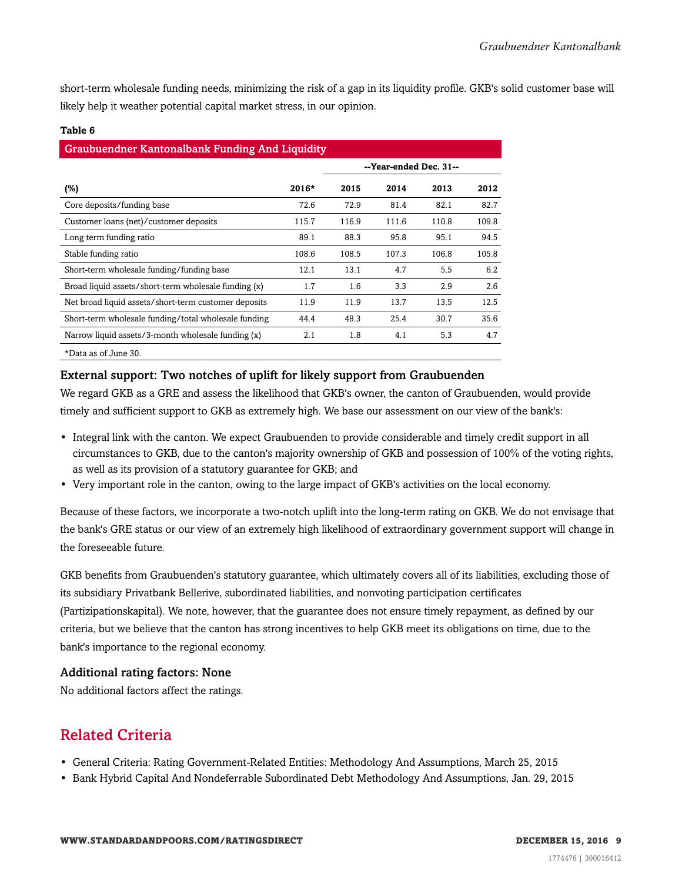short-term wholesale funding needs, minimizing the risk of a gap in its liquidity profile. GKB's solid customer base will likely help it weather potential capital market stress, in our opinion.

**Table 6**

| Graubuendner Kantonalbank Funding And Liquidity | | | | | |
|---|---|---|---|---|---|
| | | --Year-ended Dec. 31-- | | | |
| **(%)** | **2016*** | **2015** | **2014** | **2013** | **2012** |
| Core deposits/funding base | 72.6 | 72.9 | 81.4 | 82.1 | 82.7 |
| Customer loans (net)/customer deposits | 115.7 | 116.9 | 111.6 | 110.8 | 109.8 |
| Long term funding ratio | 89.1 | 88.3 | 95.8 | 95.1 | 94.5 |
| Stable funding ratio | 108.6 | 108.5 | 107.3 | 106.8 | 105.8 |
| Short-term wholesale funding/funding base | 12.1 | 13.1 | 4.7 | 5.5 | 6.2 |
| Broad liquid assets/short-term wholesale funding (x) | 1.7 | 1.6 | 3.3 | 2.9 | 2.6 |
| Net broad liquid assets/short-term customer deposits | 11.9 | 11.9 | 13.7 | 13.5 | 12.5 |
| Short-term wholesale funding/total wholesale funding | 44.4 | 48.3 | 25.4 | 30.7 | 35.6 |
| Narrow liquid assets/3-month wholesale funding (x) | 2.1 | 1.8 | 4.1 | 5.3 | 4.7 |

*Data as of June 30.

### External support: Two notches of uplift for likely support from Graubuenden

We regard GKB as a GRE and assess the likelihood that GKB's owner, the canton of Graubuenden, would provide timely and sufficient support to GKB as extremely high. We base our assessment on our view of the bank's:

- Integral link with the canton. We expect Graubuenden to provide considerable and timely credit support in all circumstances to GKB, due to the canton's majority ownership of GKB and possession of 100% of the voting rights, as well as its provision of a statutory guarantee for GKB; and
- Very important role in the canton, owing to the large impact of GKB's activities on the local economy.

Because of these factors, we incorporate a two-notch uplift into the long-term rating on GKB. We do not envisage that the bank's GRE status or our view of an extremely high likelihood of extraordinary government support will change in the foreseeable future.

GKB benefits from Graubuenden's statutory guarantee, which ultimately covers all of its liabilities, excluding those of its subsidiary Privatbank Bellerive, subordinated liabilities, and nonvoting participation certificates (Partizipationskapital). We note, however, that the guarantee does not ensure timely repayment, as defined by our criteria, but we believe that the canton has strong incentives to help GKB meet its obligations on time, due to the bank's importance to the regional economy.

### Additional rating factors: None

No additional factors affect the ratings.

## Related Criteria

- General Criteria: Rating Government-Related Entities: Methodology And Assumptions, March 25, 2015
- Bank Hybrid Capital And Nondeferrable Subordinated Debt Methodology And Assumptions, Jan. 29, 2015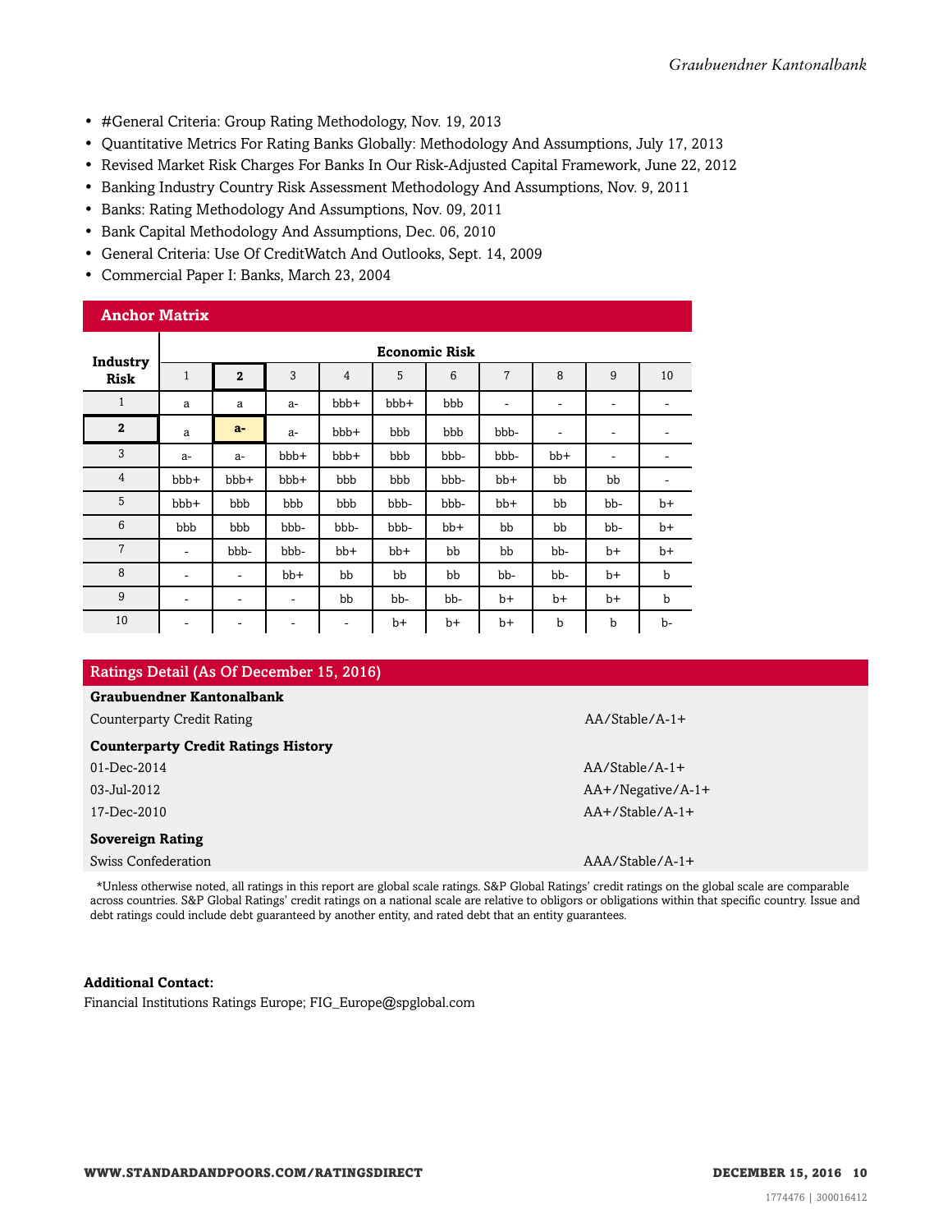- #General Criteria: Group Rating Methodology, Nov. 19, 2013
- Quantitative Metrics For Rating Banks Globally: Methodology And Assumptions, July 17, 2013
- Revised Market Risk Charges For Banks In Our Risk-Adjusted Capital Framework, June 22, 2012
- Banking Industry Country Risk Assessment Methodology And Assumptions, Nov. 9, 2011
- Banks: Rating Methodology And Assumptions, Nov. 09, 2011
- Bank Capital Methodology And Assumptions, Dec. 06, 2010
- General Criteria: Use Of CreditWatch And Outlooks, Sept. 14, 2009
- Commercial Paper I: Banks, March 23, 2004

## Anchor Matrix

| Industry Risk | Economic Risk | | | | | | | | | |
|---|---|---|---|---|---|---|---|---|---|---|
| | 1 | **2** | 3 | 4 | 5 | 6 | 7 | 8 | 9 | 10 |
| 1 | a | a | a- | bbb+ | bbb+ | bbb | - | - | - | - |
| **2** | a | **a-** | a- | bbb+ | bbb | bbb | bbb- | - | - | - |
| 3 | a- | a- | bbb+ | bbb+ | bbb | bbb- | bbb- | bb+ | - | - |
| 4 | bbb+ | bbb+ | bbb+ | bbb | bbb | bbb- | bb+ | bb | bb | - |
| 5 | bbb+ | bbb | bbb | bbb | bbb- | bbb- | bb+ | bb | bb- | b+ |
| 6 | bbb | bbb | bbb- | bbb- | bbb- | bb+ | bb | bb | bb- | b+ |
| 7 | - | bbb- | bbb- | bb+ | bb+ | bb | bb | bb- | b+ | b+ |
| 8 | - | - | bb+ | bb | bb | bb | bb- | bb- | b+ | b |
| 9 | - | - | - | bb | bb- | bb- | b+ | b+ | b+ | b |
| 10 | - | - | - | - | b+ | b+ | b+ | b | b | b- |

## Ratings Detail (As Of December 15, 2016)

| | |
|---|---|
| **Graubuendner Kantonalbank** | |
| Counterparty Credit Rating | AA/Stable/A-1+ |
| **Counterparty Credit Ratings History** | |
| 01-Dec-2014 | AA/Stable/A-1+ |
| 03-Jul-2012 | AA+/Negative/A-1+ |
| 17-Dec-2010 | AA+/Stable/A-1+ |
| **Sovereign Rating** | |
| Swiss Confederation | AAA/Stable/A-1+ |

*Unless otherwise noted, all ratings in this report are global scale ratings. S&P Global Ratings' credit ratings on the global scale are comparable across countries. S&P Global Ratings' credit ratings on a national scale are relative to obligors or obligations within that specific country. Issue and debt ratings could include debt guaranteed by another entity, and rated debt that an entity guarantees.

**Additional Contact:**

Financial Institutions Ratings Europe; FIG_Europe@spglobal.com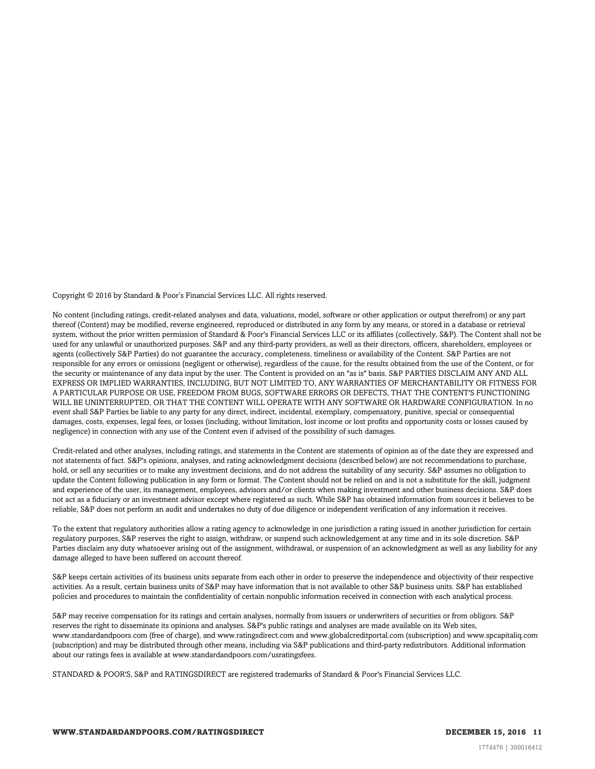Copyright © 2016 by Standard & Poor’s Financial Services LLC. All rights reserved.

No content (including ratings, credit-related analyses and data, valuations, model, software or other application or output therefrom) or any part thereof (Content) may be modified, reverse engineered, reproduced or distributed in any form by any means, or stored in a database or retrieval system, without the prior written permission of Standard & Poor's Financial Services LLC or its affiliates (collectively, S&P). The Content shall not be used for any unlawful or unauthorized purposes. S&P and any third-party providers, as well as their directors, officers, shareholders, employees or agents (collectively S&P Parties) do not guarantee the accuracy, completeness, timeliness or availability of the Content. S&P Parties are not responsible for any errors or omissions (negligent or otherwise), regardless of the cause, for the results obtained from the use of the Content, or for the security or maintenance of any data input by the user. The Content is provided on an "as is" basis. S&P PARTIES DISCLAIM ANY AND ALL EXPRESS OR IMPLIED WARRANTIES, INCLUDING, BUT NOT LIMITED TO, ANY WARRANTIES OF MERCHANTABILITY OR FITNESS FOR A PARTICULAR PURPOSE OR USE, FREEDOM FROM BUGS, SOFTWARE ERRORS OR DEFECTS, THAT THE CONTENT'S FUNCTIONING WILL BE UNINTERRUPTED, OR THAT THE CONTENT WILL OPERATE WITH ANY SOFTWARE OR HARDWARE CONFIGURATION. In no event shall S&P Parties be liable to any party for any direct, indirect, incidental, exemplary, compensatory, punitive, special or consequential damages, costs, expenses, legal fees, or losses (including, without limitation, lost income or lost profits and opportunity costs or losses caused by negligence) in connection with any use of the Content even if advised of the possibility of such damages.

Credit-related and other analyses, including ratings, and statements in the Content are statements of opinion as of the date they are expressed and not statements of fact. S&P's opinions, analyses, and rating acknowledgment decisions (described below) are not recommendations to purchase, hold, or sell any securities or to make any investment decisions, and do not address the suitability of any security. S&P assumes no obligation to update the Content following publication in any form or format. The Content should not be relied on and is not a substitute for the skill, judgment and experience of the user, its management, employees, advisors and/or clients when making investment and other business decisions. S&P does not act as a fiduciary or an investment advisor except where registered as such. While S&P has obtained information from sources it believes to be reliable, S&P does not perform an audit and undertakes no duty of due diligence or independent verification of any information it receives.

To the extent that regulatory authorities allow a rating agency to acknowledge in one jurisdiction a rating issued in another jurisdiction for certain regulatory purposes, S&P reserves the right to assign, withdraw, or suspend such acknowledgement at any time and in its sole discretion. S&P Parties disclaim any duty whatsoever arising out of the assignment, withdrawal, or suspension of an acknowledgment as well as any liability for any damage alleged to have been suffered on account thereof.

S&P keeps certain activities of its business units separate from each other in order to preserve the independence and objectivity of their respective activities. As a result, certain business units of S&P may have information that is not available to other S&P business units. S&P has established policies and procedures to maintain the confidentiality of certain nonpublic information received in connection with each analytical process.

S&P may receive compensation for its ratings and certain analyses, normally from issuers or underwriters of securities or from obligors. S&P reserves the right to disseminate its opinions and analyses. S&P's public ratings and analyses are made available on its Web sites, www.standardandpoors.com (free of charge), and www.ratingsdirect.com and www.globalcreditportal.com (subscription) and www.spcapitaliq.com (subscription) and may be distributed through other means, including via S&P publications and third-party redistributors. Additional information about our ratings fees is available at www.standardandpoors.com/usratingsfees.

STANDARD & POOR'S, S&P and RATINGSDIRECT are registered trademarks of Standard & Poor's Financial Services LLC.